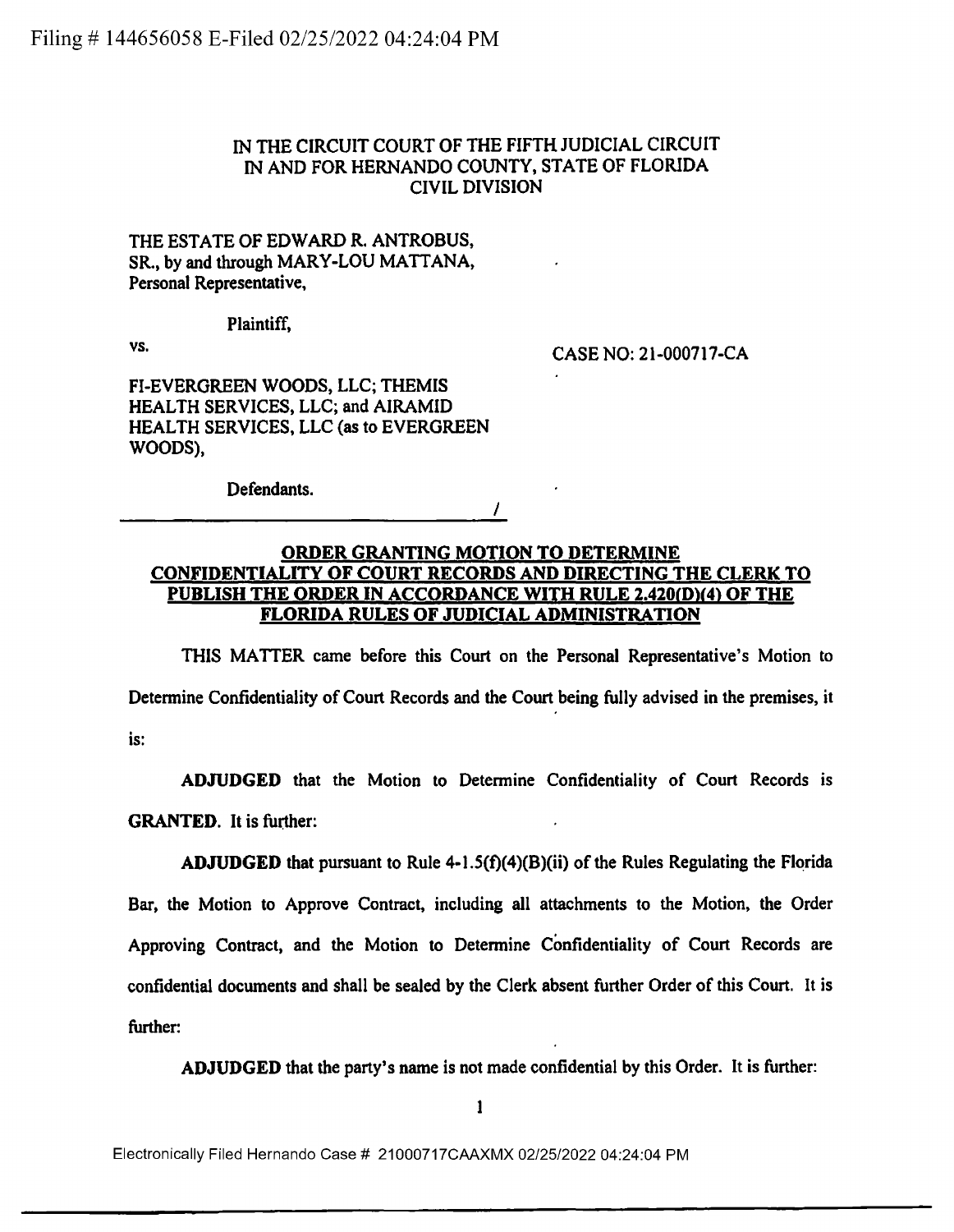Filing # 144656058 E-Filed 02/25/2022 04:24:04 PM

IN THE CIRCUIT COURT OF THE FIFTH JUDICIAL CIRCUIT
IN AND FOR HERNANDO COUNTY, STATE OF FLORIDA
CIVIL DIVISION

THE ESTATE OF EDWARD R. ANTROBUS, SR., by and through MARY-LOU MATTANA, Personal Representative,

Plaintiff,

vs.

CASE NO: 21-000717-CA

FI-EVERGREEN WOODS, LLC; THEMIS HEALTH SERVICES, LLC; and AIRAMID HEALTH SERVICES, LLC (as to EVERGREEN WOODS),

Defendants.

______________________________/

**ORDER GRANTING MOTION TO DETERMINE CONFIDENTIALITY OF COURT RECORDS AND DIRECTING THE CLERK TO PUBLISH THE ORDER IN ACCORDANCE WITH RULE 2.420(D)(4) OF THE FLORIDA RULES OF JUDICIAL ADMINISTRATION**

THIS MATTER came before this Court on the Personal Representative's Motion to Determine Confidentiality of Court Records and the Court being fully advised in the premises, it is:

**ADJUDGED** that the Motion to Determine Confidentiality of Court Records is **GRANTED.** It is further:

**ADJUDGED** that pursuant to Rule 4-1.5(f)(4)(B)(ii) of the Rules Regulating the Florida Bar, the Motion to Approve Contract, including all attachments to the Motion, the Order Approving Contract, and the Motion to Determine Confidentiality of Court Records are confidential documents and shall be sealed by the Clerk absent further Order of this Court. It is further:

**ADJUDGED** that the party's name is not made confidential by this Order. It is further:

Electronically Filed Hernando Case # 21000717CAAXMX 02/25/2022 04:24:04 PM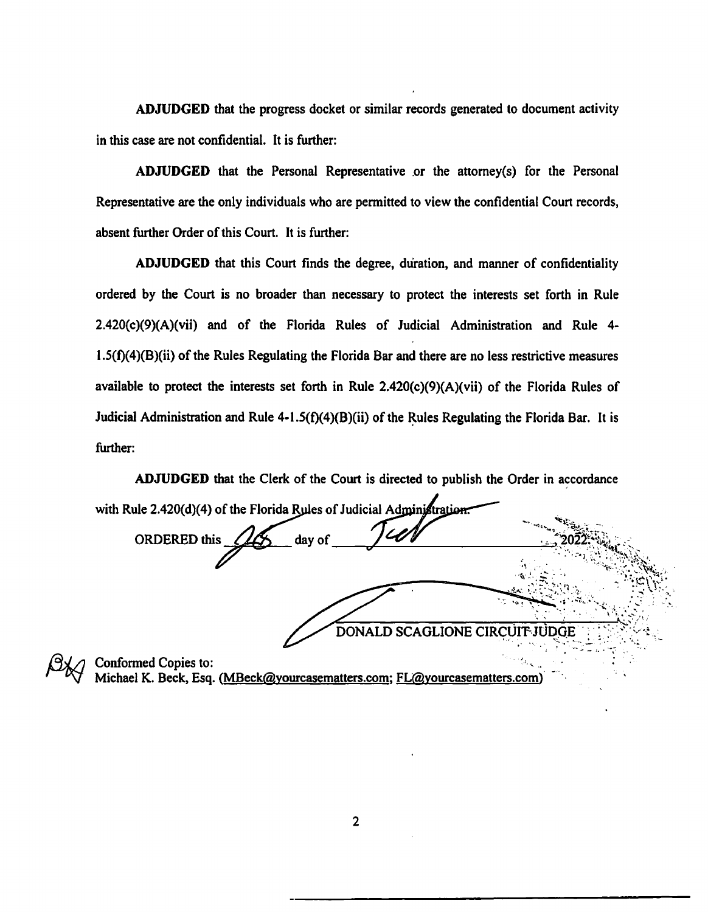**ADJUDGED** that the progress docket or similar records generated to document activity in this case are not confidential. It is further:

**ADJUDGED** that the Personal Representative or the attorney(s) for the Personal Representative are the only individuals who are permitted to view the confidential Court records, absent further Order of this Court. It is further:

**ADJUDGED** that this Court finds the degree, duration, and manner of confidentiality ordered by the Court is no broader than necessary to protect the interests set forth in Rule 2.420(c)(9)(A)(vii) and of the Florida Rules of Judicial Administration and Rule 4-1.5(f)(4)(B)(ii) of the Rules Regulating the Florida Bar and there are no less restrictive measures available to protect the interests set forth in Rule 2.420(c)(9)(A)(vii) of the Florida Rules of Judicial Administration and Rule 4-1.5(f)(4)(B)(ii) of the Rules Regulating the Florida Bar. It is further:

**ADJUDGED** that the Clerk of the Court is directed to publish the Order in accordance with Rule 2.420(d)(4) of the Florida Rules of Judicial Administration.

ORDERED this 26 day of Jul 2022.

DONALD SCAGLIONE CIRCUIT JUDGE

Conformed Copies to:
Michael K. Beck, Esq. (MBeck@yourcasematters.com; FL@yourcasematters.com)